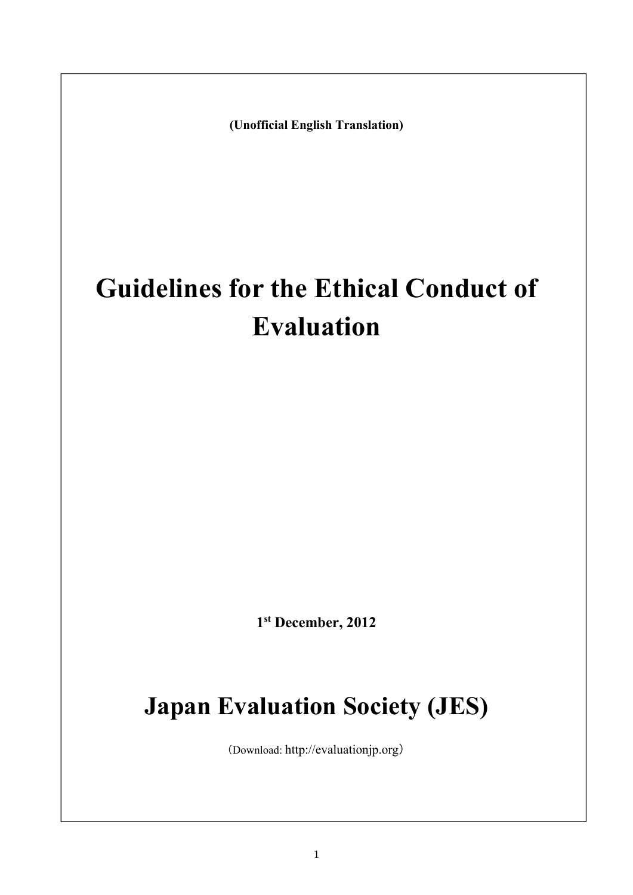**(Unofficial English Translation)**

# Guidelines for the Ethical Conduct of Evaluation

**1st December, 2012**

## Japan Evaluation Society (JES)

（Download: http://evaluationjp.org）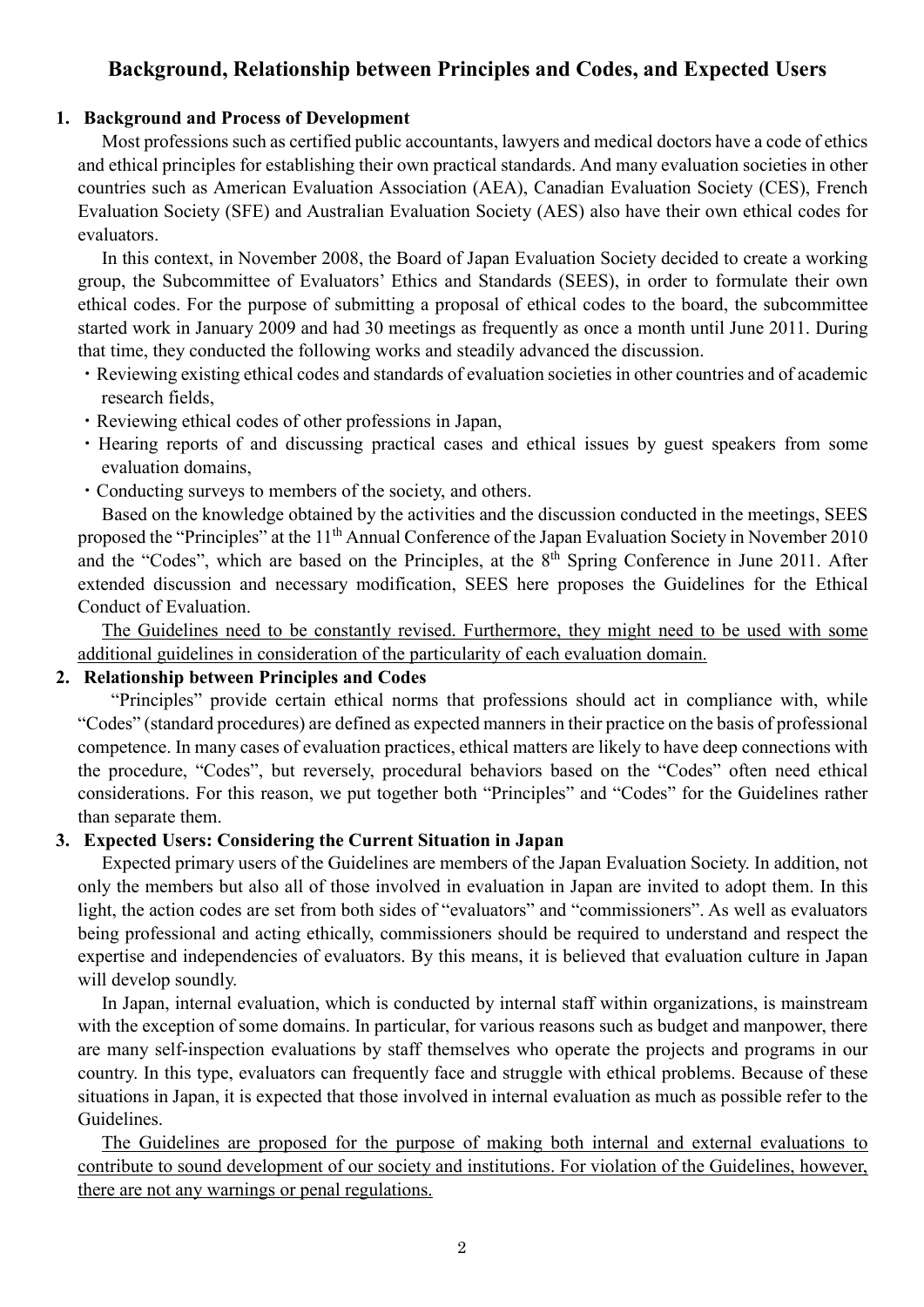## Background, Relationship between Principles and Codes, and Expected Users

### 1. Background and Process of Development

Most professions such as certified public accountants, lawyers and medical doctors have a code of ethics and ethical principles for establishing their own practical standards. And many evaluation societies in other countries such as American Evaluation Association (AEA), Canadian Evaluation Society (CES), French Evaluation Society (SFE) and Australian Evaluation Society (AES) also have their own ethical codes for evaluators.

In this context, in November 2008, the Board of Japan Evaluation Society decided to create a working group, the Subcommittee of Evaluators' Ethics and Standards (SEES), in order to formulate their own ethical codes. For the purpose of submitting a proposal of ethical codes to the board, the subcommittee started work in January 2009 and had 30 meetings as frequently as once a month until June 2011. During that time, they conducted the following works and steadily advanced the discussion.

- Reviewing existing ethical codes and standards of evaluation societies in other countries and of academic research fields,
- Reviewing ethical codes of other professions in Japan,
- Hearing reports of and discussing practical cases and ethical issues by guest speakers from some evaluation domains,
- Conducting surveys to members of the society, and others.

Based on the knowledge obtained by the activities and the discussion conducted in the meetings, SEES proposed the "Principles" at the 11th Annual Conference of the Japan Evaluation Society in November 2010 and the "Codes", which are based on the Principles, at the 8th Spring Conference in June 2011. After extended discussion and necessary modification, SEES here proposes the Guidelines for the Ethical Conduct of Evaluation.

<u>The Guidelines need to be constantly revised. Furthermore, they might need to be used with some additional guidelines in consideration of the particularity of each evaluation domain.</u>

### 2. Relationship between Principles and Codes

"Principles" provide certain ethical norms that professions should act in compliance with, while "Codes" (standard procedures) are defined as expected manners in their practice on the basis of professional competence. In many cases of evaluation practices, ethical matters are likely to have deep connections with the procedure, "Codes", but reversely, procedural behaviors based on the "Codes" often need ethical considerations. For this reason, we put together both "Principles" and "Codes" for the Guidelines rather than separate them.

### 3. Expected Users: Considering the Current Situation in Japan

Expected primary users of the Guidelines are members of the Japan Evaluation Society. In addition, not only the members but also all of those involved in evaluation in Japan are invited to adopt them. In this light, the action codes are set from both sides of "evaluators" and "commissioners". As well as evaluators being professional and acting ethically, commissioners should be required to understand and respect the expertise and independencies of evaluators. By this means, it is believed that evaluation culture in Japan will develop soundly.

In Japan, internal evaluation, which is conducted by internal staff within organizations, is mainstream with the exception of some domains. In particular, for various reasons such as budget and manpower, there are many self-inspection evaluations by staff themselves who operate the projects and programs in our country. In this type, evaluators can frequently face and struggle with ethical problems. Because of these situations in Japan, it is expected that those involved in internal evaluation as much as possible refer to the Guidelines.

<u>The Guidelines are proposed for the purpose of making both internal and external evaluations to contribute to sound development of our society and institutions. For violation of the Guidelines, however, there are not any warnings or penal regulations.</u>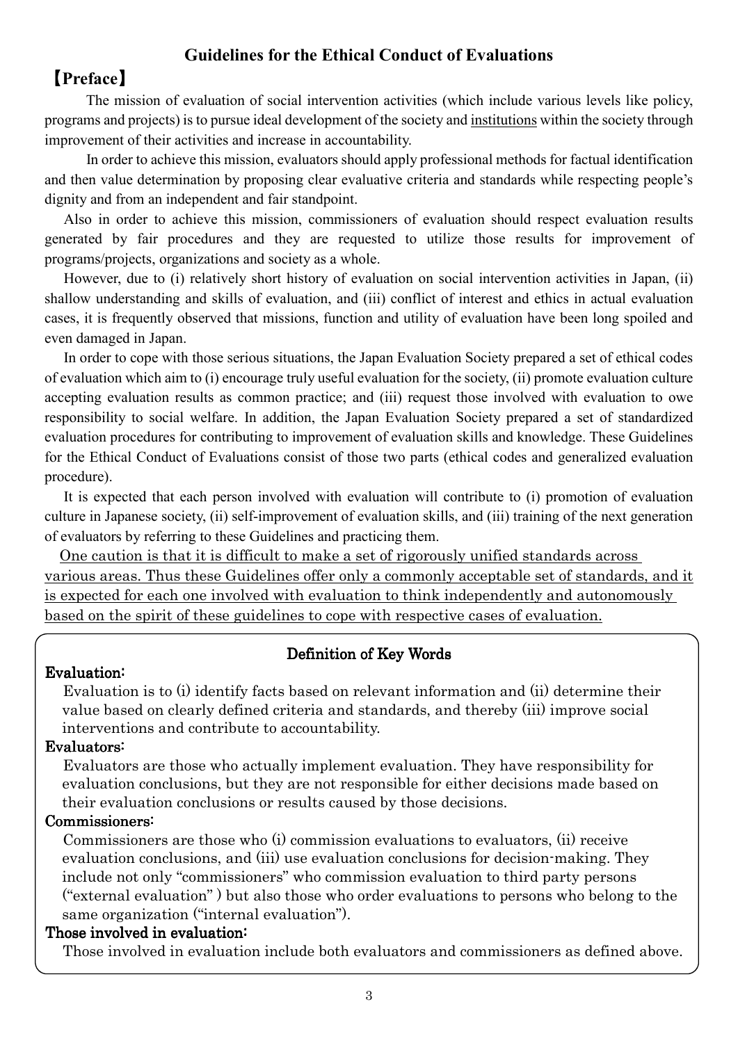# Guidelines for the Ethical Conduct of Evaluations

## 【Preface】

The mission of evaluation of social intervention activities (which include various levels like policy, programs and projects) is to pursue ideal development of the society and <u>institutions</u> within the society through improvement of their activities and increase in accountability.

In order to achieve this mission, evaluators should apply professional methods for factual identification and then value determination by proposing clear evaluative criteria and standards while respecting people's dignity and from an independent and fair standpoint.

Also in order to achieve this mission, commissioners of evaluation should respect evaluation results generated by fair procedures and they are requested to utilize those results for improvement of programs/projects, organizations and society as a whole.

However, due to (i) relatively short history of evaluation on social intervention activities in Japan, (ii) shallow understanding and skills of evaluation, and (iii) conflict of interest and ethics in actual evaluation cases, it is frequently observed that missions, function and utility of evaluation have been long spoiled and even damaged in Japan.

In order to cope with those serious situations, the Japan Evaluation Society prepared a set of ethical codes of evaluation which aim to (i) encourage truly useful evaluation for the society, (ii) promote evaluation culture accepting evaluation results as common practice; and (iii) request those involved with evaluation to owe responsibility to social welfare. In addition, the Japan Evaluation Society prepared a set of standardized evaluation procedures for contributing to improvement of evaluation skills and knowledge. These Guidelines for the Ethical Conduct of Evaluations consist of those two parts (ethical codes and generalized evaluation procedure).

It is expected that each person involved with evaluation will contribute to (i) promotion of evaluation culture in Japanese society, (ii) self-improvement of evaluation skills, and (iii) training of the next generation of evaluators by referring to these Guidelines and practicing them.

<u>One caution is that it is difficult to make a set of rigorously unified standards across various areas. Thus these Guidelines offer only a commonly acceptable set of standards, and it is expected for each one involved with evaluation to think independently and autonomously based on the spirit of these guidelines to cope with respective cases of evaluation.</u>

### Definition of Key Words

**Evaluation:**

Evaluation is to (i) identify facts based on relevant information and (ii) determine their value based on clearly defined criteria and standards, and thereby (iii) improve social interventions and contribute to accountability.

**Evaluators:**

Evaluators are those who actually implement evaluation. They have responsibility for evaluation conclusions, but they are not responsible for either decisions made based on their evaluation conclusions or results caused by those decisions.

**Commissioners:**

Commissioners are those who (i) commission evaluations to evaluators, (ii) receive evaluation conclusions, and (iii) use evaluation conclusions for decision-making. They include not only "commissioners" who commission evaluation to third party persons ("external evaluation" ) but also those who order evaluations to persons who belong to the same organization ("internal evaluation").

**Those involved in evaluation:**

Those involved in evaluation include both evaluators and commissioners as defined above.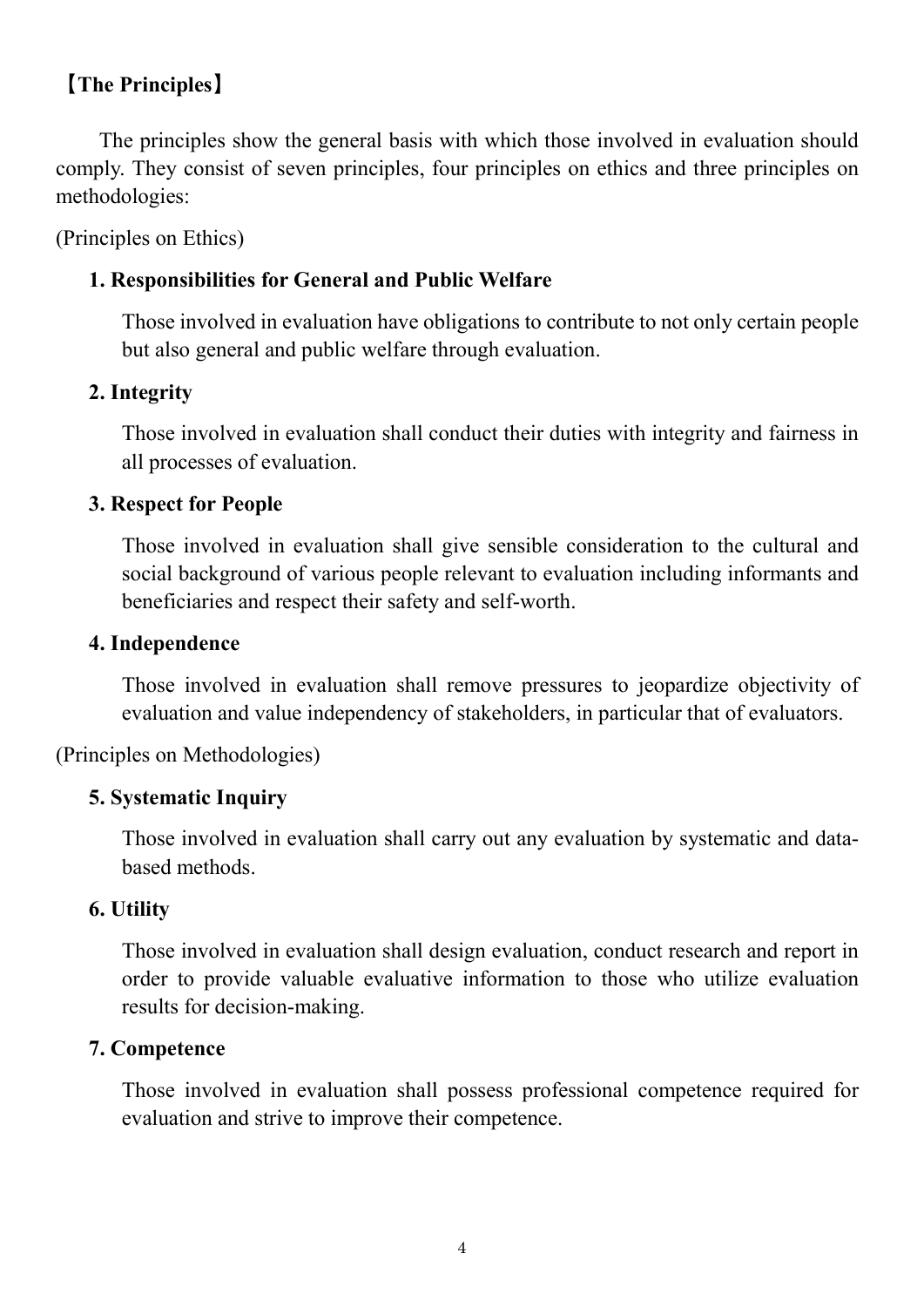## 【The Principles】

The principles show the general basis with which those involved in evaluation should comply. They consist of seven principles, four principles on ethics and three principles on methodologies:

(Principles on Ethics)

**1. Responsibilities for General and Public Welfare**

Those involved in evaluation have obligations to contribute to not only certain people but also general and public welfare through evaluation.

**2. Integrity**

Those involved in evaluation shall conduct their duties with integrity and fairness in all processes of evaluation.

**3. Respect for People**

Those involved in evaluation shall give sensible consideration to the cultural and social background of various people relevant to evaluation including informants and beneficiaries and respect their safety and self-worth.

**4. Independence**

Those involved in evaluation shall remove pressures to jeopardize objectivity of evaluation and value independency of stakeholders, in particular that of evaluators.

(Principles on Methodologies)

**5. Systematic Inquiry**

Those involved in evaluation shall carry out any evaluation by systematic and data-based methods.

**6. Utility**

Those involved in evaluation shall design evaluation, conduct research and report in order to provide valuable evaluative information to those who utilize evaluation results for decision-making.

**7. Competence**

Those involved in evaluation shall possess professional competence required for evaluation and strive to improve their competence.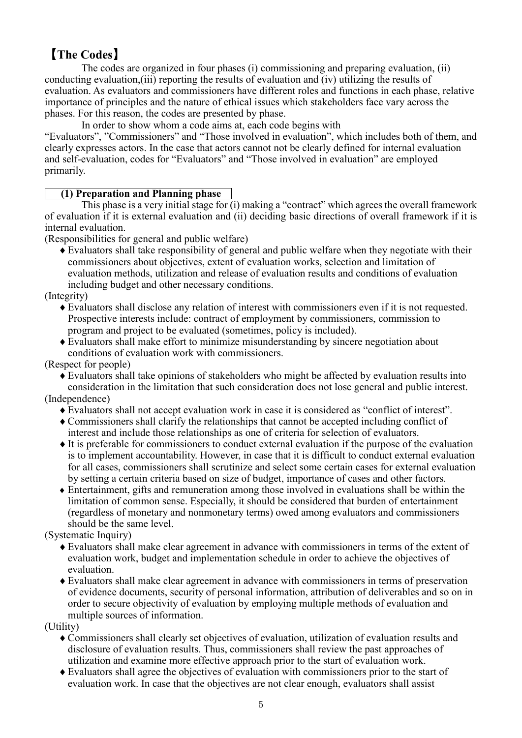## 【The Codes】

The codes are organized in four phases (i) commissioning and preparing evaluation, (ii) conducting evaluation,(iii) reporting the results of evaluation and (iv) utilizing the results of evaluation. As evaluators and commissioners have different roles and functions in each phase, relative importance of principles and the nature of ethical issues which stakeholders face vary across the phases. For this reason, the codes are presented by phase.

In order to show whom a code aims at, each code begins with "Evaluators", "Commissioners" and "Those involved in evaluation", which includes both of them, and clearly expresses actors. In the case that actors cannot not be clearly defined for internal evaluation and self-evaluation, codes for "Evaluators" and "Those involved in evaluation" are employed primarily.

### (1) Preparation and Planning phase

This phase is a very initial stage for (i) making a "contract" which agrees the overall framework of evaluation if it is external evaluation and (ii) deciding basic directions of overall framework if it is internal evaluation.

(Responsibilities for general and public welfare)

- ♦ Evaluators shall take responsibility of general and public welfare when they negotiate with their commissioners about objectives, extent of evaluation works, selection and limitation of evaluation methods, utilization and release of evaluation results and conditions of evaluation including budget and other necessary conditions.

(Integrity)

- ♦ Evaluators shall disclose any relation of interest with commissioners even if it is not requested. Prospective interests include: contract of employment by commissioners, commission to program and project to be evaluated (sometimes, policy is included).
- ♦ Evaluators shall make effort to minimize misunderstanding by sincere negotiation about conditions of evaluation work with commissioners.

(Respect for people)

- ♦ Evaluators shall take opinions of stakeholders who might be affected by evaluation results into consideration in the limitation that such consideration does not lose general and public interest.

(Independence)

- ♦ Evaluators shall not accept evaluation work in case it is considered as "conflict of interest".
- ♦ Commissioners shall clarify the relationships that cannot be accepted including conflict of interest and include those relationships as one of criteria for selection of evaluators.
- ♦ It is preferable for commissioners to conduct external evaluation if the purpose of the evaluation is to implement accountability. However, in case that it is difficult to conduct external evaluation for all cases, commissioners shall scrutinize and select some certain cases for external evaluation by setting a certain criteria based on size of budget, importance of cases and other factors.
- ♦ Entertainment, gifts and remuneration among those involved in evaluations shall be within the limitation of common sense. Especially, it should be considered that burden of entertainment (regardless of monetary and nonmonetary terms) owed among evaluators and commissioners should be the same level.

(Systematic Inquiry)

- ♦ Evaluators shall make clear agreement in advance with commissioners in terms of the extent of evaluation work, budget and implementation schedule in order to achieve the objectives of evaluation.
- ♦ Evaluators shall make clear agreement in advance with commissioners in terms of preservation of evidence documents, security of personal information, attribution of deliverables and so on in order to secure objectivity of evaluation by employing multiple methods of evaluation and multiple sources of information.

(Utility)

- ♦ Commissioners shall clearly set objectives of evaluation, utilization of evaluation results and disclosure of evaluation results. Thus, commissioners shall review the past approaches of utilization and examine more effective approach prior to the start of evaluation work.
- ♦ Evaluators shall agree the objectives of evaluation with commissioners prior to the start of evaluation work. In case that the objectives are not clear enough, evaluators shall assist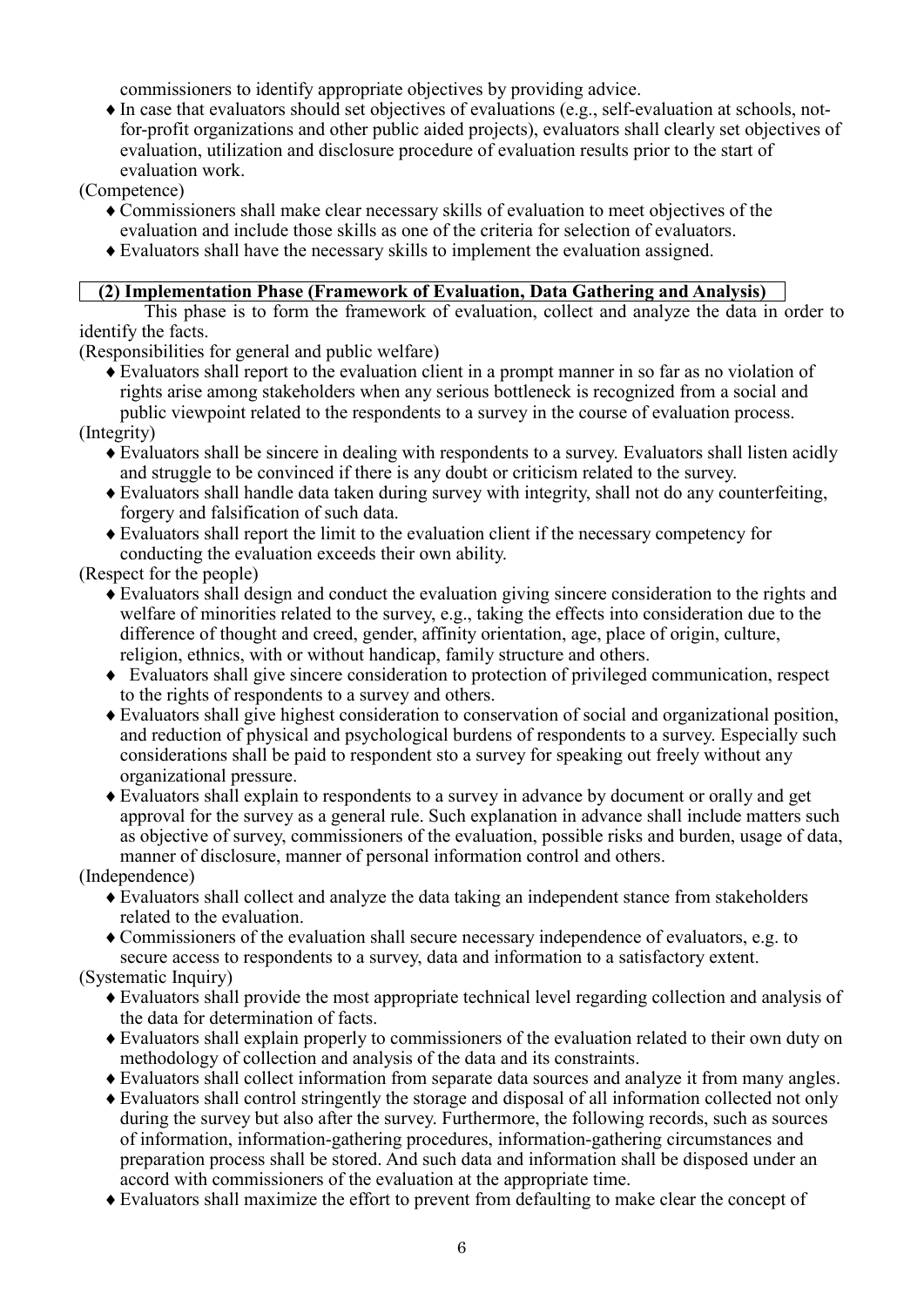commissioners to identify appropriate objectives by providing advice.

- In case that evaluators should set objectives of evaluations (e.g., self-evaluation at schools, not-for-profit organizations and other public aided projects), evaluators shall clearly set objectives of evaluation, utilization and disclosure procedure of evaluation results prior to the start of evaluation work.

(Competence)

- Commissioners shall make clear necessary skills of evaluation to meet objectives of the evaluation and include those skills as one of the criteria for selection of evaluators.
- Evaluators shall have the necessary skills to implement the evaluation assigned.

### (2) Implementation Phase (Framework of Evaluation, Data Gathering and Analysis)

This phase is to form the framework of evaluation, collect and analyze the data in order to identify the facts.

(Responsibilities for general and public welfare)

- Evaluators shall report to the evaluation client in a prompt manner in so far as no violation of rights arise among stakeholders when any serious bottleneck is recognized from a social and public viewpoint related to the respondents to a survey in the course of evaluation process.

(Integrity)

- Evaluators shall be sincere in dealing with respondents to a survey. Evaluators shall listen acidly and struggle to be convinced if there is any doubt or criticism related to the survey.
- Evaluators shall handle data taken during survey with integrity, shall not do any counterfeiting, forgery and falsification of such data.
- Evaluators shall report the limit to the evaluation client if the necessary competency for conducting the evaluation exceeds their own ability.

(Respect for the people)

- Evaluators shall design and conduct the evaluation giving sincere consideration to the rights and welfare of minorities related to the survey, e.g., taking the effects into consideration due to the difference of thought and creed, gender, affinity orientation, age, place of origin, culture, religion, ethnics, with or without handicap, family structure and others.
- Evaluators shall give sincere consideration to protection of privileged communication, respect to the rights of respondents to a survey and others.
- Evaluators shall give highest consideration to conservation of social and organizational position, and reduction of physical and psychological burdens of respondents to a survey. Especially such considerations shall be paid to respondent sto a survey for speaking out freely without any organizational pressure.
- Evaluators shall explain to respondents to a survey in advance by document or orally and get approval for the survey as a general rule. Such explanation in advance shall include matters such as objective of survey, commissioners of the evaluation, possible risks and burden, usage of data, manner of disclosure, manner of personal information control and others.

(Independence)

- Evaluators shall collect and analyze the data taking an independent stance from stakeholders related to the evaluation.
- Commissioners of the evaluation shall secure necessary independence of evaluators, e.g. to secure access to respondents to a survey, data and information to a satisfactory extent.

(Systematic Inquiry)

- Evaluators shall provide the most appropriate technical level regarding collection and analysis of the data for determination of facts.
- Evaluators shall explain properly to commissioners of the evaluation related to their own duty on methodology of collection and analysis of the data and its constraints.
- Evaluators shall collect information from separate data sources and analyze it from many angles.
- Evaluators shall control stringently the storage and disposal of all information collected not only during the survey but also after the survey. Furthermore, the following records, such as sources of information, information-gathering procedures, information-gathering circumstances and preparation process shall be stored. And such data and information shall be disposed under an accord with commissioners of the evaluation at the appropriate time.
- Evaluators shall maximize the effort to prevent from defaulting to make clear the concept of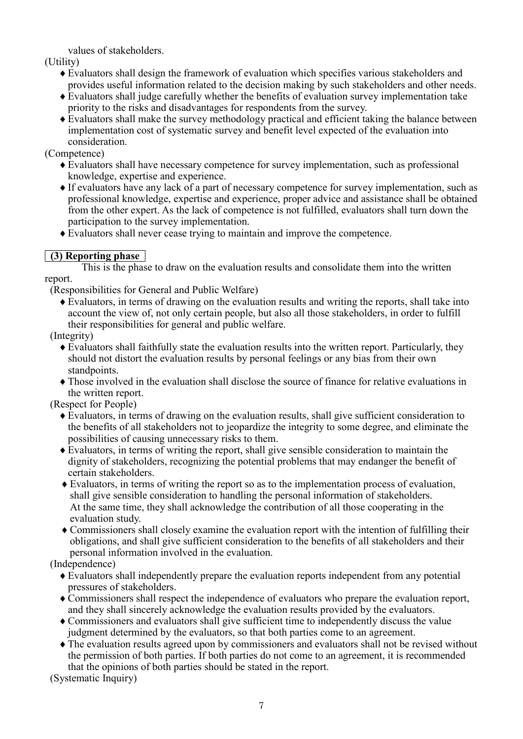values of stakeholders.

(Utility)

- Evaluators shall design the framework of evaluation which specifies various stakeholders and provides useful information related to the decision making by such stakeholders and other needs.
- Evaluators shall judge carefully whether the benefits of evaluation survey implementation take priority to the risks and disadvantages for respondents from the survey.
- Evaluators shall make the survey methodology practical and efficient taking the balance between implementation cost of systematic survey and benefit level expected of the evaluation into consideration.

(Competence)

- Evaluators shall have necessary competence for survey implementation, such as professional knowledge, expertise and experience.
- If evaluators have any lack of a part of necessary competence for survey implementation, such as professional knowledge, expertise and experience, proper advice and assistance shall be obtained from the other expert. As the lack of competence is not fulfilled, evaluators shall turn down the participation to the survey implementation.
- Evaluators shall never cease trying to maintain and improve the competence.

**(3) Reporting phase**

This is the phase to draw on the evaluation results and consolidate them into the written report.

(Responsibilities for General and Public Welfare)

- Evaluators, in terms of drawing on the evaluation results and writing the reports, shall take into account the view of, not only certain people, but also all those stakeholders, in order to fulfill their responsibilities for general and public welfare.

(Integrity)

- Evaluators shall faithfully state the evaluation results into the written report. Particularly, they should not distort the evaluation results by personal feelings or any bias from their own standpoints.
- Those involved in the evaluation shall disclose the source of finance for relative evaluations in the written report.

(Respect for People)

- Evaluators, in terms of drawing on the evaluation results, shall give sufficient consideration to the benefits of all stakeholders not to jeopardize the integrity to some degree, and eliminate the possibilities of causing unnecessary risks to them.
- Evaluators, in terms of writing the report, shall give sensible consideration to maintain the dignity of stakeholders, recognizing the potential problems that may endanger the benefit of certain stakeholders.
- Evaluators, in terms of writing the report so as to the implementation process of evaluation, shall give sensible consideration to handling the personal information of stakeholders. At the same time, they shall acknowledge the contribution of all those cooperating in the evaluation study.
- Commissioners shall closely examine the evaluation report with the intention of fulfilling their obligations, and shall give sufficient consideration to the benefits of all stakeholders and their personal information involved in the evaluation.

(Independence)

- Evaluators shall independently prepare the evaluation reports independent from any potential pressures of stakeholders.
- Commissioners shall respect the independence of evaluators who prepare the evaluation report, and they shall sincerely acknowledge the evaluation results provided by the evaluators.
- Commissioners and evaluators shall give sufficient time to independently discuss the value judgment determined by the evaluators, so that both parties come to an agreement.
- The evaluation results agreed upon by commissioners and evaluators shall not be revised without the permission of both parties. If both parties do not come to an agreement, it is recommended that the opinions of both parties should be stated in the report.

(Systematic Inquiry)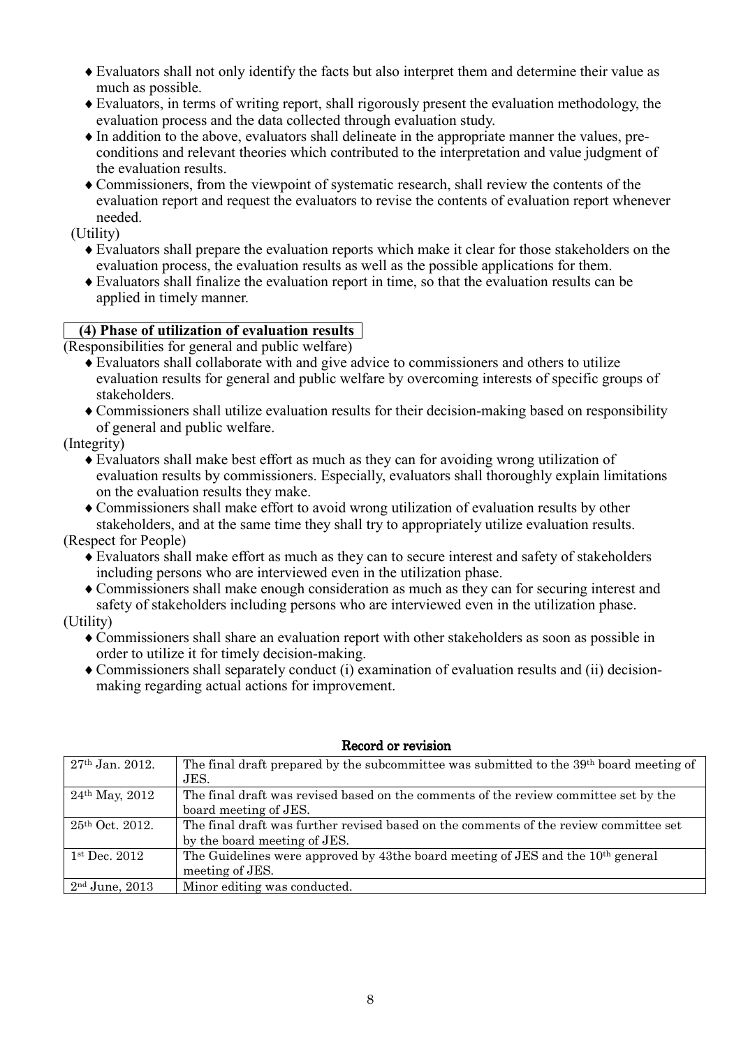- Evaluators shall not only identify the facts but also interpret them and determine their value as much as possible.
- Evaluators, in terms of writing report, shall rigorously present the evaluation methodology, the evaluation process and the data collected through evaluation study.
- In addition to the above, evaluators shall delineate in the appropriate manner the values, pre-conditions and relevant theories which contributed to the interpretation and value judgment of the evaluation results.
- Commissioners, from the viewpoint of systematic research, shall review the contents of the evaluation report and request the evaluators to revise the contents of evaluation report whenever needed.

(Utility)

- Evaluators shall prepare the evaluation reports which make it clear for those stakeholders on the evaluation process, the evaluation results as well as the possible applications for them.
- Evaluators shall finalize the evaluation report in time, so that the evaluation results can be applied in timely manner.

**(4) Phase of utilization of evaluation results**

(Responsibilities for general and public welfare)

- Evaluators shall collaborate with and give advice to commissioners and others to utilize evaluation results for general and public welfare by overcoming interests of specific groups of stakeholders.
- Commissioners shall utilize evaluation results for their decision-making based on responsibility of general and public welfare.

(Integrity)

- Evaluators shall make best effort as much as they can for avoiding wrong utilization of evaluation results by commissioners. Especially, evaluators shall thoroughly explain limitations on the evaluation results they make.
- Commissioners shall make effort to avoid wrong utilization of evaluation results by other stakeholders, and at the same time they shall try to appropriately utilize evaluation results.

(Respect for People)

- Evaluators shall make effort as much as they can to secure interest and safety of stakeholders including persons who are interviewed even in the utilization phase.
- Commissioners shall make enough consideration as much as they can for securing interest and safety of stakeholders including persons who are interviewed even in the utilization phase.

(Utility)

- Commissioners shall share an evaluation report with other stakeholders as soon as possible in order to utilize it for timely decision-making.
- Commissioners shall separately conduct (i) examination of evaluation results and (ii) decision-making regarding actual actions for improvement.

**Record or revision**

| | |
|---|---|
| 27th Jan. 2012. | The final draft prepared by the subcommittee was submitted to the 39th board meeting of JES. |
| 24th May, 2012 | The final draft was revised based on the comments of the review committee set by the board meeting of JES. |
| 25th Oct. 2012. | The final draft was further revised based on the comments of the review committee set by the board meeting of JES. |
| 1st Dec. 2012 | The Guidelines were approved by 43the board meeting of JES and the 10th general meeting of JES. |
| 2nd June, 2013 | Minor editing was conducted. |